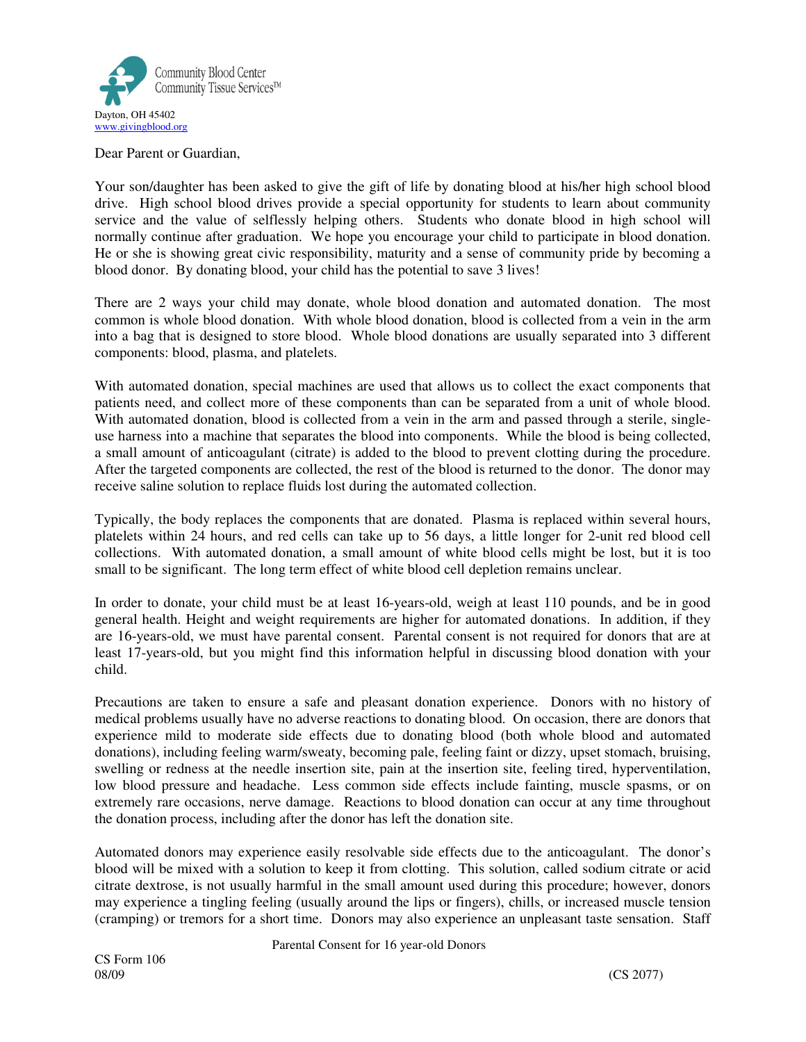Community Blood Center
Community Tissue Services™

Dayton, OH 45402
www.givingblood.org

Dear Parent or Guardian,

Your son/daughter has been asked to give the gift of life by donating blood at his/her high school blood drive. High school blood drives provide a special opportunity for students to learn about community service and the value of selflessly helping others. Students who donate blood in high school will normally continue after graduation. We hope you encourage your child to participate in blood donation. He or she is showing great civic responsibility, maturity and a sense of community pride by becoming a blood donor. By donating blood, your child has the potential to save 3 lives!

There are 2 ways your child may donate, whole blood donation and automated donation. The most common is whole blood donation. With whole blood donation, blood is collected from a vein in the arm into a bag that is designed to store blood. Whole blood donations are usually separated into 3 different components: blood, plasma, and platelets.

With automated donation, special machines are used that allows us to collect the exact components that patients need, and collect more of these components than can be separated from a unit of whole blood. With automated donation, blood is collected from a vein in the arm and passed through a sterile, single-use harness into a machine that separates the blood into components. While the blood is being collected, a small amount of anticoagulant (citrate) is added to the blood to prevent clotting during the procedure. After the targeted components are collected, the rest of the blood is returned to the donor. The donor may receive saline solution to replace fluids lost during the automated collection.

Typically, the body replaces the components that are donated. Plasma is replaced within several hours, platelets within 24 hours, and red cells can take up to 56 days, a little longer for 2-unit red blood cell collections. With automated donation, a small amount of white blood cells might be lost, but it is too small to be significant. The long term effect of white blood cell depletion remains unclear.

In order to donate, your child must be at least 16-years-old, weigh at least 110 pounds, and be in good general health. Height and weight requirements are higher for automated donations. In addition, if they are 16-years-old, we must have parental consent. Parental consent is not required for donors that are at least 17-years-old, but you might find this information helpful in discussing blood donation with your child.

Precautions are taken to ensure a safe and pleasant donation experience. Donors with no history of medical problems usually have no adverse reactions to donating blood. On occasion, there are donors that experience mild to moderate side effects due to donating blood (both whole blood and automated donations), including feeling warm/sweaty, becoming pale, feeling faint or dizzy, upset stomach, bruising, swelling or redness at the needle insertion site, pain at the insertion site, feeling tired, hyperventilation, low blood pressure and headache. Less common side effects include fainting, muscle spasms, or on extremely rare occasions, nerve damage. Reactions to blood donation can occur at any time throughout the donation process, including after the donor has left the donation site.

Automated donors may experience easily resolvable side effects due to the anticoagulant. The donor's blood will be mixed with a solution to keep it from clotting. This solution, called sodium citrate or acid citrate dextrose, is not usually harmful in the small amount used during this procedure; however, donors may experience a tingling feeling (usually around the lips or fingers), chills, or increased muscle tension (cramping) or tremors for a short time. Donors may also experience an unpleasant taste sensation. Staff

Parental Consent for 16 year-old Donors

CS Form 106
08/09

(CS 2077)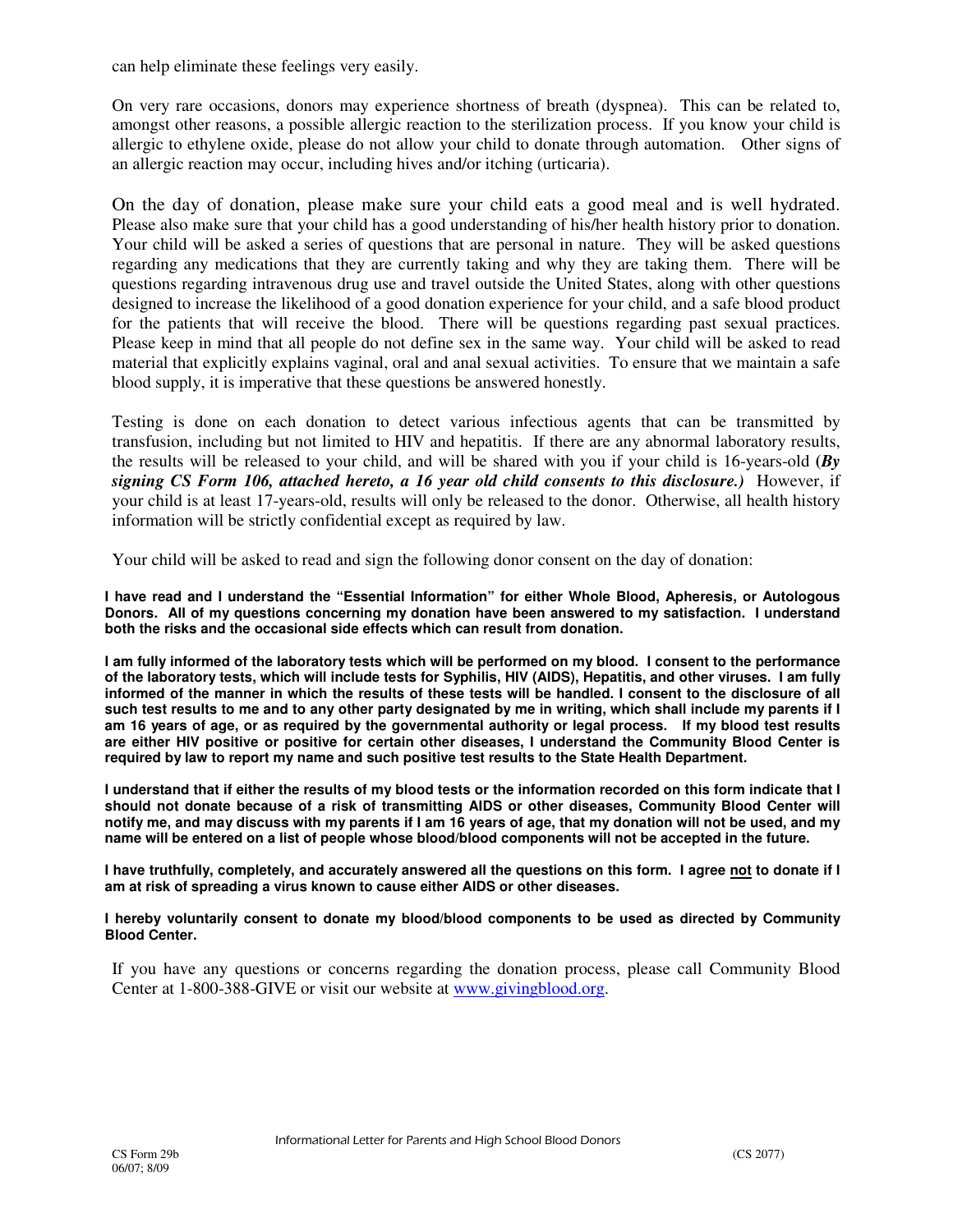can help eliminate these feelings very easily.

On very rare occasions, donors may experience shortness of breath (dyspnea). This can be related to, amongst other reasons, a possible allergic reaction to the sterilization process. If you know your child is allergic to ethylene oxide, please do not allow your child to donate through automation. Other signs of an allergic reaction may occur, including hives and/or itching (urticaria).

On the day of donation, please make sure your child eats a good meal and is well hydrated. Please also make sure that your child has a good understanding of his/her health history prior to donation. Your child will be asked a series of questions that are personal in nature. They will be asked questions regarding any medications that they are currently taking and why they are taking them. There will be questions regarding intravenous drug use and travel outside the United States, along with other questions designed to increase the likelihood of a good donation experience for your child, and a safe blood product for the patients that will receive the blood. There will be questions regarding past sexual practices. Please keep in mind that all people do not define sex in the same way. Your child will be asked to read material that explicitly explains vaginal, oral and anal sexual activities. To ensure that we maintain a safe blood supply, it is imperative that these questions be answered honestly.

Testing is done on each donation to detect various infectious agents that can be transmitted by transfusion, including but not limited to HIV and hepatitis. If there are any abnormal laboratory results, the results will be released to your child, and will be shared with you if your child is 16-years-old (***By signing CS Form 106, attached hereto, a 16 year old child consents to this disclosure.)*** However, if your child is at least 17-years-old, results will only be released to the donor. Otherwise, all health history information will be strictly confidential except as required by law.

Your child will be asked to read and sign the following donor consent on the day of donation:

**I have read and I understand the "Essential Information" for either Whole Blood, Apheresis, or Autologous Donors. All of my questions concerning my donation have been answered to my satisfaction. I understand both the risks and the occasional side effects which can result from donation.**

**I am fully informed of the laboratory tests which will be performed on my blood. I consent to the performance of the laboratory tests, which will include tests for Syphilis, HIV (AIDS), Hepatitis, and other viruses. I am fully informed of the manner in which the results of these tests will be handled. I consent to the disclosure of all such test results to me and to any other party designated by me in writing, which shall include my parents if I am 16 years of age, or as required by the governmental authority or legal process. If my blood test results are either HIV positive or positive for certain other diseases, I understand the Community Blood Center is required by law to report my name and such positive test results to the State Health Department.**

**I understand that if either the results of my blood tests or the information recorded on this form indicate that I should not donate because of a risk of transmitting AIDS or other diseases, Community Blood Center will notify me, and may discuss with my parents if I am 16 years of age, that my donation will not be used, and my name will be entered on a list of people whose blood/blood components will not be accepted in the future.**

**I have truthfully, completely, and accurately answered all the questions on this form. I agree <u>not</u> to donate if I am at risk of spreading a virus known to cause either AIDS or other diseases.**

**I hereby voluntarily consent to donate my blood/blood components to be used as directed by Community Blood Center.**

If you have any questions or concerns regarding the donation process, please call Community Blood Center at 1-800-388-GIVE or visit our website at www.givingblood.org.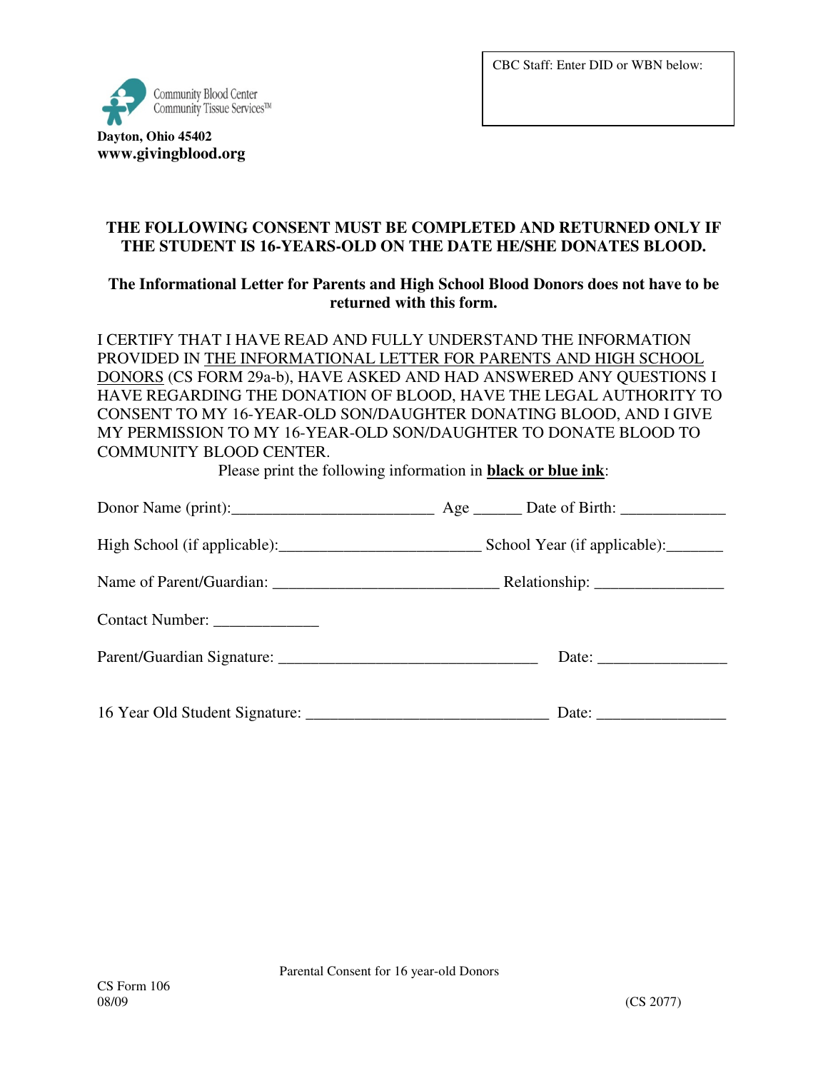CBC Staff: Enter DID or WBN below:

Community Blood Center
Community Tissue Services™

**Dayton, Ohio 45402**
**www.givingblood.org**

**THE FOLLOWING CONSENT MUST BE COMPLETED AND RETURNED ONLY IF THE STUDENT IS 16-YEARS-OLD ON THE DATE HE/SHE DONATES BLOOD.**

**The Informational Letter for Parents and High School Blood Donors does not have to be returned with this form.**

I CERTIFY THAT I HAVE READ AND FULLY UNDERSTAND THE INFORMATION PROVIDED IN THE INFORMATIONAL LETTER FOR PARENTS AND HIGH SCHOOL DONORS (CS FORM 29a-b), HAVE ASKED AND HAD ANSWERED ANY QUESTIONS I HAVE REGARDING THE DONATION OF BLOOD, HAVE THE LEGAL AUTHORITY TO CONSENT TO MY 16-YEAR-OLD SON/DAUGHTER DONATING BLOOD, AND I GIVE MY PERMISSION TO MY 16-YEAR-OLD SON/DAUGHTER TO DONATE BLOOD TO COMMUNITY BLOOD CENTER.

Please print the following information in **black or blue ink**:

Donor Name (print):_________________________ Age ______ Date of Birth: _____________

High School (if applicable):_________________________ School Year (if applicable):_______

Name of Parent/Guardian: ____________________________ Relationship: ________________

Contact Number: _____________

Parent/Guardian Signature: ________________________________ Date: ________________

16 Year Old Student Signature: ______________________________ Date: ________________

Parental Consent for 16 year-old Donors

CS Form 106
08/09

(CS 2077)